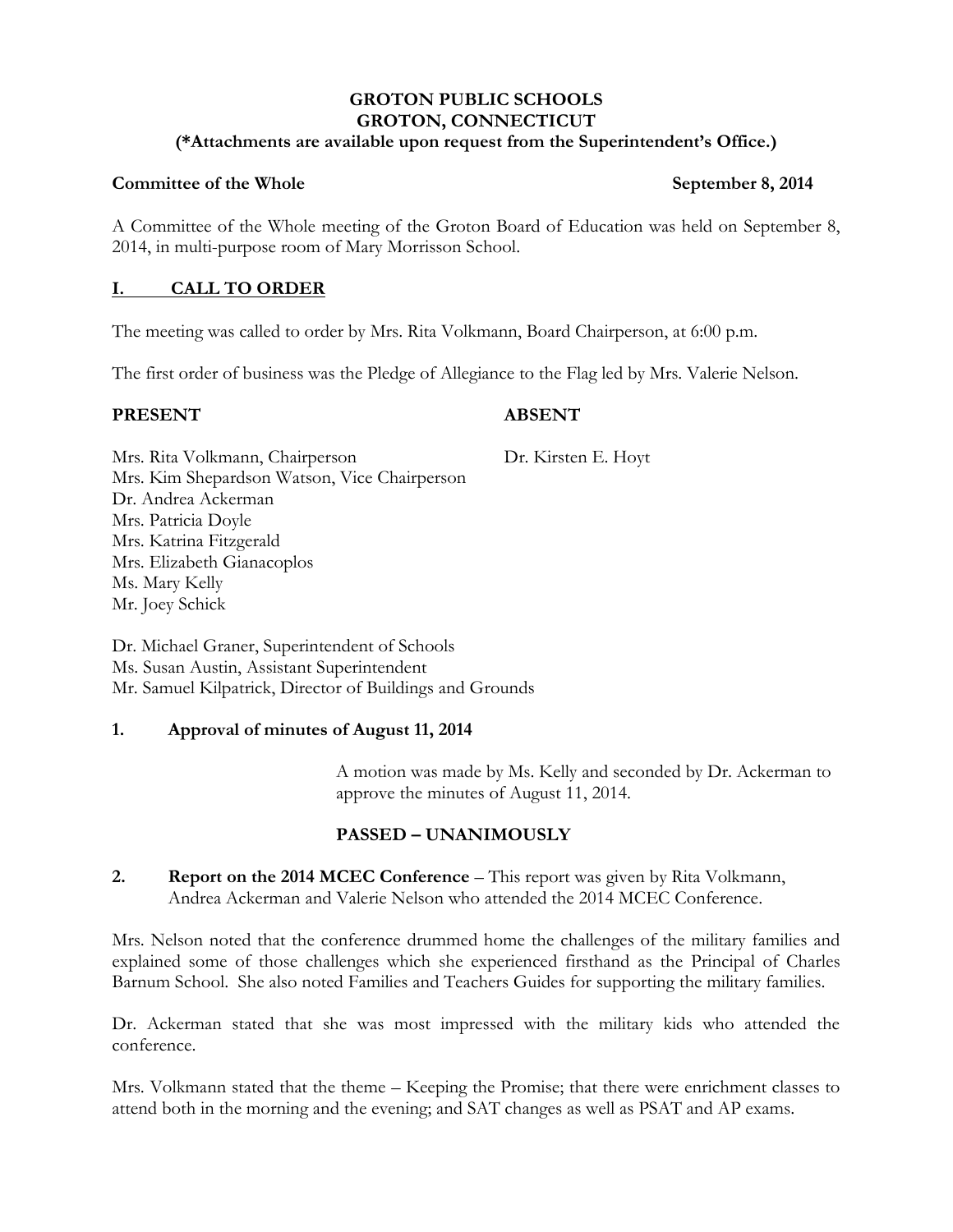**GROTON PUBLIC SCHOOLS**
**GROTON, CONNECTICUT**
**(*Attachments are available upon request from the Superintendent's Office.)**

**Committee of the Whole** **September 8, 2014**

A Committee of the Whole meeting of the Groton Board of Education was held on September 8, 2014, in multi-purpose room of Mary Morrisson School.

## I. CALL TO ORDER

The meeting was called to order by Mrs. Rita Volkmann, Board Chairperson, at 6:00 p.m.

The first order of business was the Pledge of Allegiance to the Flag led by Mrs. Valerie Nelson.

**PRESENT**

Mrs. Rita Volkmann, Chairperson
Mrs. Kim Shepardson Watson, Vice Chairperson
Dr. Andrea Ackerman
Mrs. Patricia Doyle
Mrs. Katrina Fitzgerald
Mrs. Elizabeth Gianacoplos
Ms. Mary Kelly
Mr. Joey Schick

**ABSENT**

Dr. Kirsten E. Hoyt

Dr. Michael Graner, Superintendent of Schools
Ms. Susan Austin, Assistant Superintendent
Mr. Samuel Kilpatrick, Director of Buildings and Grounds

**1. Approval of minutes of August 11, 2014**

A motion was made by Ms. Kelly and seconded by Dr. Ackerman to approve the minutes of August 11, 2014.

**PASSED – UNANIMOUSLY**

**2. Report on the 2014 MCEC Conference** – This report was given by Rita Volkmann, Andrea Ackerman and Valerie Nelson who attended the 2014 MCEC Conference.

Mrs. Nelson noted that the conference drummed home the challenges of the military families and explained some of those challenges which she experienced firsthand as the Principal of Charles Barnum School. She also noted Families and Teachers Guides for supporting the military families.

Dr. Ackerman stated that she was most impressed with the military kids who attended the conference.

Mrs. Volkmann stated that the theme – Keeping the Promise; that there were enrichment classes to attend both in the morning and the evening; and SAT changes as well as PSAT and AP exams.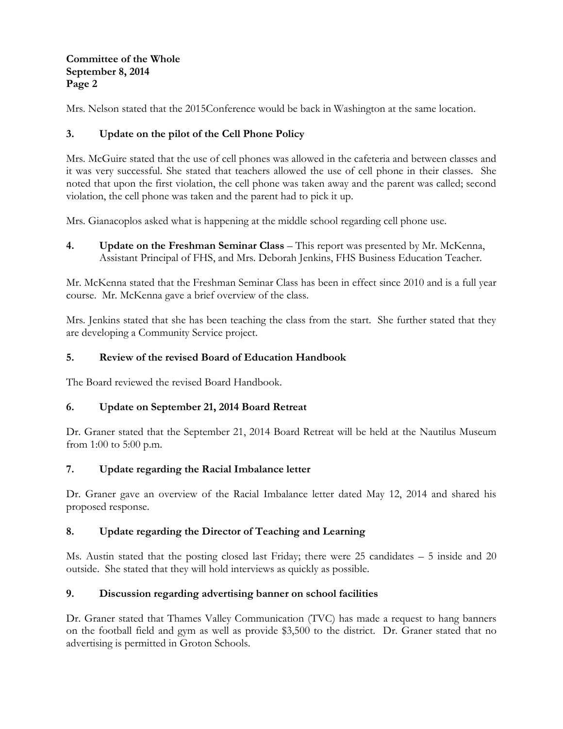Mrs. Nelson stated that the 2015Conference would be back in Washington at the same location.

### 3. Update on the pilot of the Cell Phone Policy

Mrs. McGuire stated that the use of cell phones was allowed in the cafeteria and between classes and it was very successful. She stated that teachers allowed the use of cell phone in their classes. She noted that upon the first violation, the cell phone was taken away and the parent was called; second violation, the cell phone was taken and the parent had to pick it up.

Mrs. Gianacoplos asked what is happening at the middle school regarding cell phone use.

### 4. Update on the Freshman Seminar Class – This report was presented by Mr. McKenna, Assistant Principal of FHS, and Mrs. Deborah Jenkins, FHS Business Education Teacher.

Mr. McKenna stated that the Freshman Seminar Class has been in effect since 2010 and is a full year course. Mr. McKenna gave a brief overview of the class.

Mrs. Jenkins stated that she has been teaching the class from the start. She further stated that they are developing a Community Service project.

### 5. Review of the revised Board of Education Handbook

The Board reviewed the revised Board Handbook.

### 6. Update on September 21, 2014 Board Retreat

Dr. Graner stated that the September 21, 2014 Board Retreat will be held at the Nautilus Museum from 1:00 to 5:00 p.m.

### 7. Update regarding the Racial Imbalance letter

Dr. Graner gave an overview of the Racial Imbalance letter dated May 12, 2014 and shared his proposed response.

### 8. Update regarding the Director of Teaching and Learning

Ms. Austin stated that the posting closed last Friday; there were 25 candidates – 5 inside and 20 outside. She stated that they will hold interviews as quickly as possible.

### 9. Discussion regarding advertising banner on school facilities

Dr. Graner stated that Thames Valley Communication (TVC) has made a request to hang banners on the football field and gym as well as provide $3,500 to the district. Dr. Graner stated that no advertising is permitted in Groton Schools.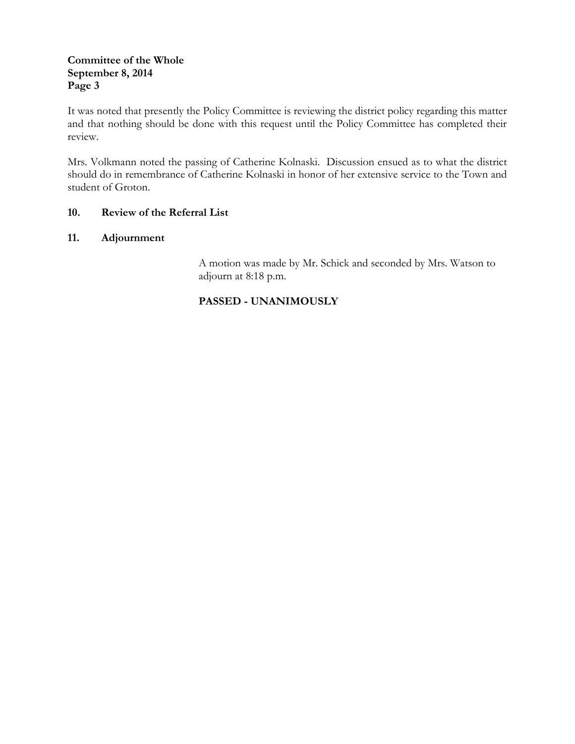It was noted that presently the Policy Committee is reviewing the district policy regarding this matter and that nothing should be done with this request until the Policy Committee has completed their review.

Mrs. Volkmann noted the passing of Catherine Kolnaski. Discussion ensued as to what the district should do in remembrance of Catherine Kolnaski in honor of her extensive service to the Town and student of Groton.

**10. Review of the Referral List**

**11. Adjournment**

A motion was made by Mr. Schick and seconded by Mrs. Watson to adjourn at 8:18 p.m.

**PASSED - UNANIMOUSLY**